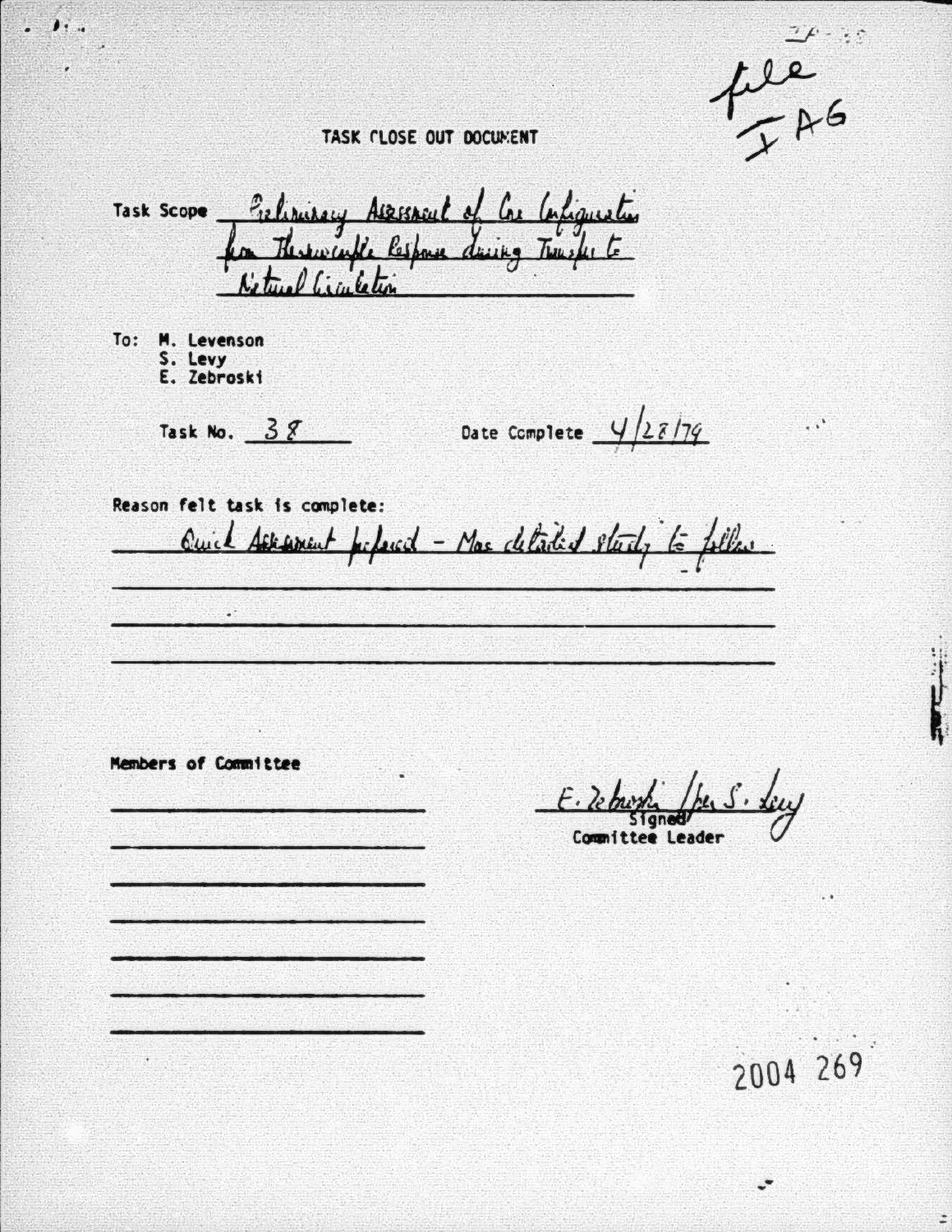file
I AG

# TASK CLOSE OUT DOCUMENT

Task Scope: Preliminary Assessment of Core Configuration from Thermocouple Response during Transfer to Natural Circulation

To: M. Levenson
S. Levy
E. Zebroski

Task No. 38 Date Complete 4/28/79

Reason felt task is complete:

Quick Assessment prepared - More detailed study to follow

Members of Committee

E. Zebroski /per S. Levy
Signed
Committee Leader

2004 269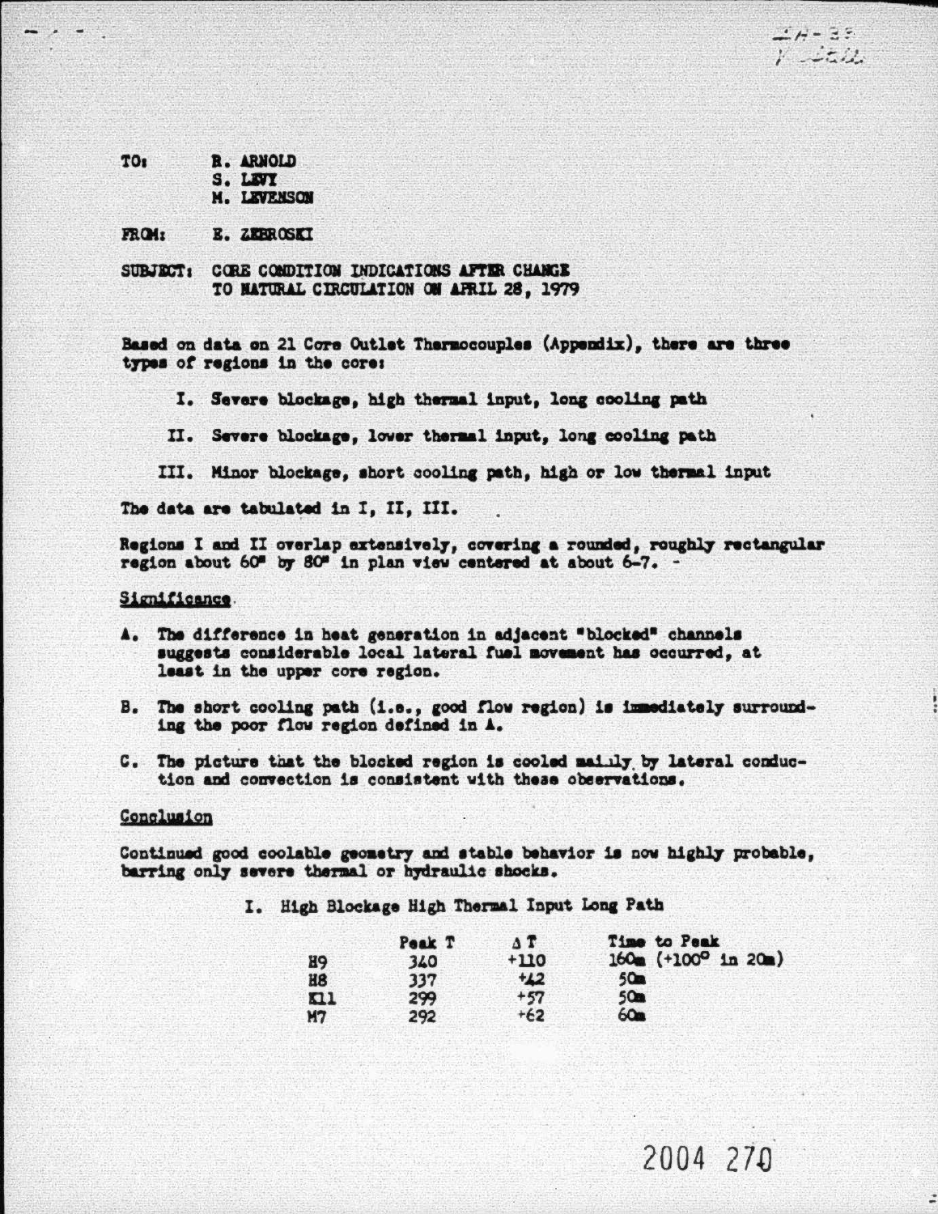TO: R. ARNOLD
S. LEVY
M. LEVENSON

FROM: E. ZEBROSKI

SUBJECT: CORE CONDITION INDICATIONS AFTER CHANGE TO NATURAL CIRCULATION ON APRIL 28, 1979

Based on data on 21 Core Outlet Thermocouples (Appendix), there are three types of regions in the core:

I. Severe blockage, high thermal input, long cooling path

II. Severe blockage, lower thermal input, long cooling path

III. Minor blockage, short cooling path, high or low thermal input

The data are tabulated in I, II, III.

Regions I and II overlap extensively, covering a rounded, roughly rectangular region about 60" by 80" in plan view centered at about 6-7. -

## Significance

A. The difference in heat generation in adjacent "blocked" channels suggests considerable local lateral fuel movement has occurred, at least in the upper core region.

B. The short cooling path (i.e., good flow region) is immediately surrounding the poor flow region defined in A.

C. The picture that the blocked region is cooled mainly by lateral conduction and convection is consistent with these observations.

## Conclusion

Continued good coolable geometry and stable behavior is now highly probable, barring only severe thermal or hydraulic shocks.

I. High Blockage High Thermal Input Long Path

| | Peak T | $\Delta$ T | Time to Peak |
|---|---|---|---|
| H9 | 340 | +110 | 160m (+100° in 20m) |
| H8 | 337 | +42 | 50m |
| K11 | 299 | +57 | 50m |
| M7 | 292 | +62 | 60m |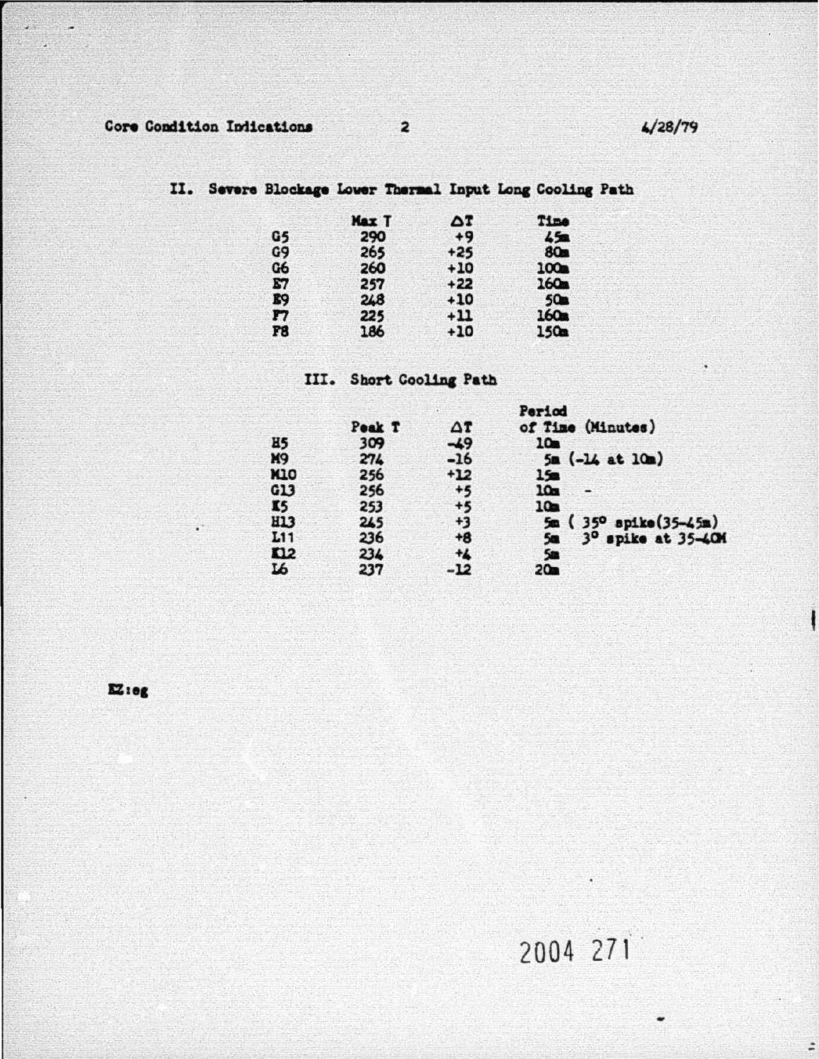## II. Severe Blockage Lower Thermal Input Long Cooling Path

| | Max T | ΔT | Time |
|---|---|---|---|
| G5 | 290 | +9 | 45m |
| G9 | 265 | +25 | 80m |
| G6 | 260 | +10 | 100m |
| E7 | 257 | +22 | 160m |
| E9 | 248 | +10 | 50m |
| F7 | 225 | +11 | 160m |
| F8 | 186 | +10 | 150m |

## III. Short Cooling Path

| | Peak T | ΔT | Period of Time (Minutes) |
|---|---|---|---|
| H5 | 309 | -49 | 10m |
| M9 | 274 | -16 | 5m (-14 at 10m) |
| M10 | 256 | +12 | 15m |
| G13 | 256 | +5 | 10m - |
| K5 | 253 | +5 | 10m |
| H13 | 245 | +3 | 5m ( 35° spike(35-45m) |
| L11 | 236 | +8 | 5m 3° spike at 35-40M |
| K12 | 234 | +4 | 5m |
| L6 | 237 | -12 | 20m |

EZ:eg

2004 271